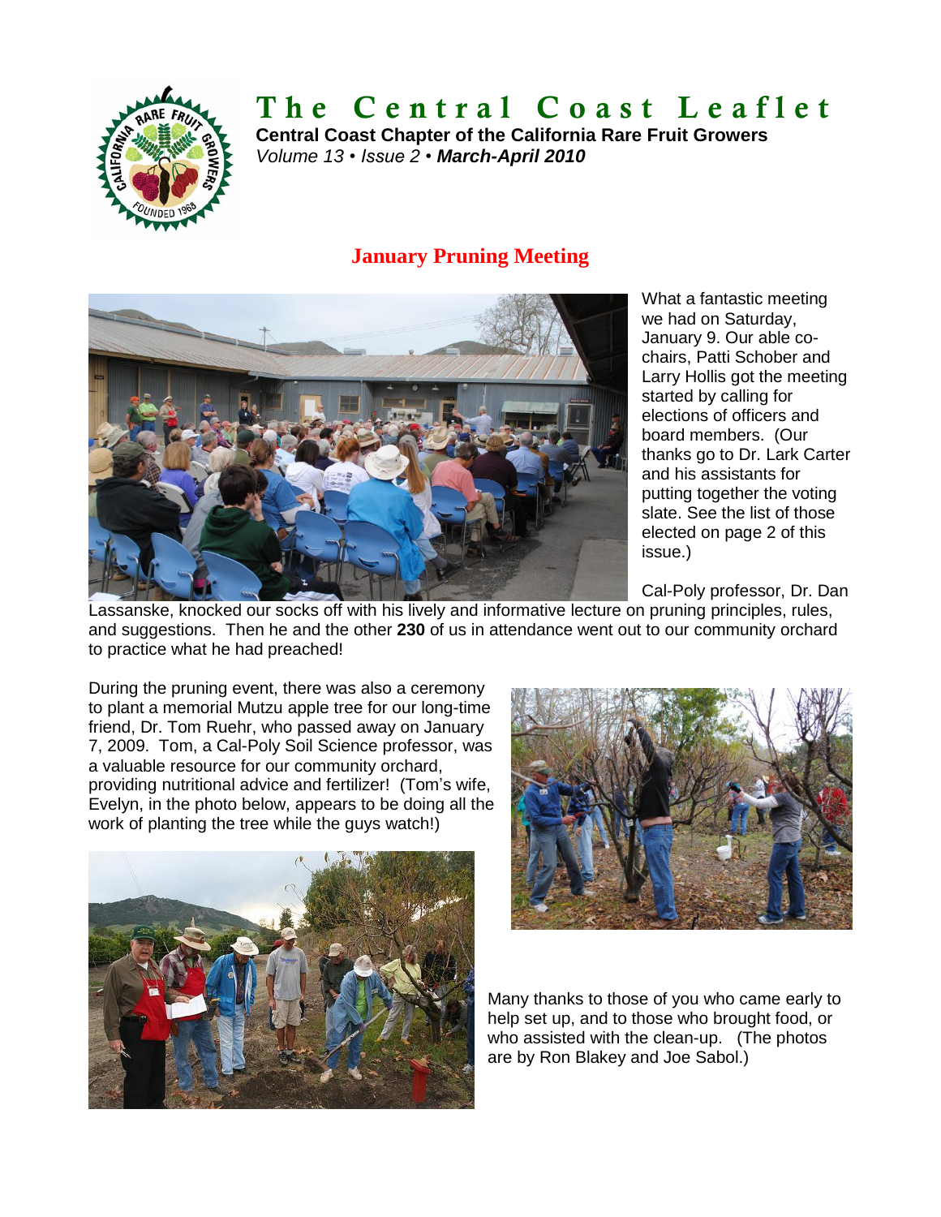# The Central Coast Leaflet

**Central Coast Chapter of the California Rare Fruit Growers**
*Volume 13 • Issue 2 •* ***March-April 2010***

## January Pruning Meeting

What a fantastic meeting we had on Saturday, January 9. Our able co-chairs, Patti Schober and Larry Hollis got the meeting started by calling for elections of officers and board members. (Our thanks go to Dr. Lark Carter and his assistants for putting together the voting slate. See the list of those elected on page 2 of this issue.)

Cal-Poly professor, Dr. Dan Lassanske, knocked our socks off with his lively and informative lecture on pruning principles, rules, and suggestions. Then he and the other **230** of us in attendance went out to our community orchard to practice what he had preached!

During the pruning event, there was also a ceremony to plant a memorial Mutzu apple tree for our long-time friend, Dr. Tom Ruehr, who passed away on January 7, 2009. Tom, a Cal-Poly Soil Science professor, was a valuable resource for our community orchard, providing nutritional advice and fertilizer! (Tom's wife, Evelyn, in the photo below, appears to be doing all the work of planting the tree while the guys watch!)

Many thanks to those of you who came early to help set up, and to those who brought food, or who assisted with the clean-up. (The photos are by Ron Blakey and Joe Sabol.)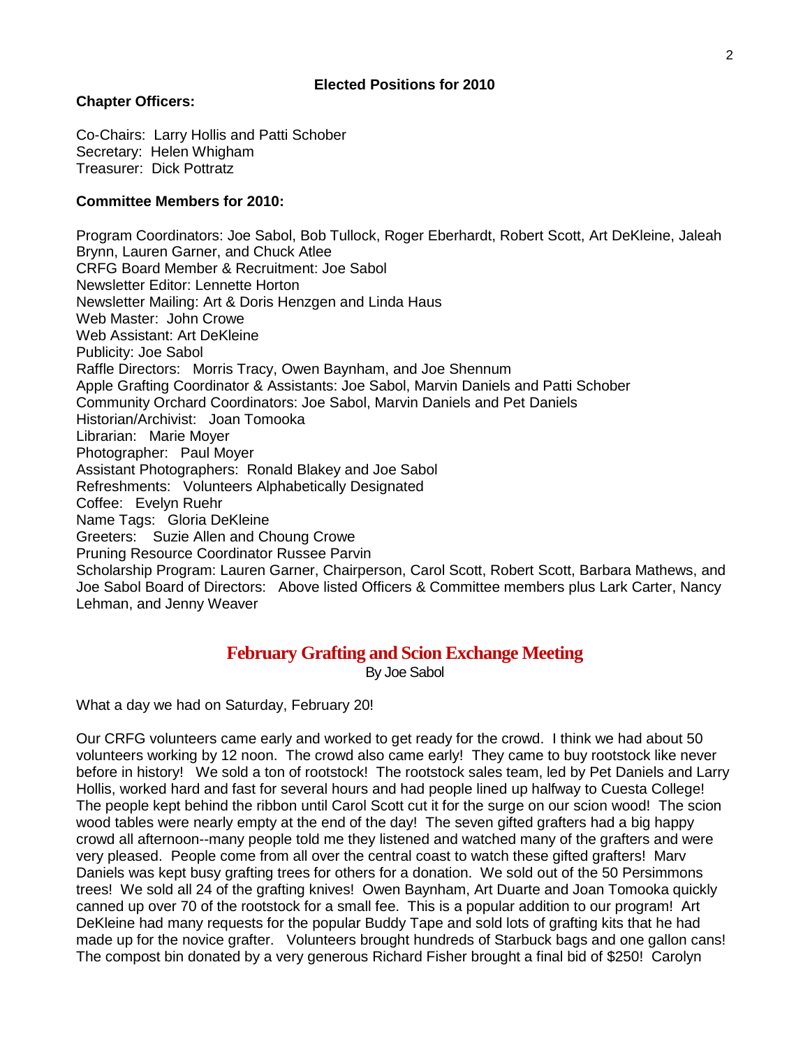## Elected Positions for 2010

**Chapter Officers:**

Co-Chairs: Larry Hollis and Patti Schober
Secretary: Helen Whigham
Treasurer: Dick Pottratz

**Committee Members for 2010:**

Program Coordinators: Joe Sabol, Bob Tullock, Roger Eberhardt, Robert Scott, Art DeKleine, Jaleah Brynn, Lauren Garner, and Chuck Atlee
CRFG Board Member & Recruitment: Joe Sabol
Newsletter Editor: Lennette Horton
Newsletter Mailing: Art & Doris Henzgen and Linda Haus
Web Master: John Crowe
Web Assistant: Art DeKleine
Publicity: Joe Sabol
Raffle Directors: Morris Tracy, Owen Baynham, and Joe Shennum
Apple Grafting Coordinator & Assistants: Joe Sabol, Marvin Daniels and Patti Schober
Community Orchard Coordinators: Joe Sabol, Marvin Daniels and Pet Daniels
Historian/Archivist: Joan Tomooka
Librarian: Marie Moyer
Photographer: Paul Moyer
Assistant Photographers: Ronald Blakey and Joe Sabol
Refreshments: Volunteers Alphabetically Designated
Coffee: Evelyn Ruehr
Name Tags: Gloria DeKleine
Greeters: Suzie Allen and Choung Crowe
Pruning Resource Coordinator Russee Parvin
Scholarship Program: Lauren Garner, Chairperson, Carol Scott, Robert Scott, Barbara Mathews, and Joe Sabol Board of Directors: Above listed Officers & Committee members plus Lark Carter, Nancy Lehman, and Jenny Weaver

## February Grafting and Scion Exchange Meeting

By Joe Sabol

What a day we had on Saturday, February 20!

Our CRFG volunteers came early and worked to get ready for the crowd. I think we had about 50 volunteers working by 12 noon. The crowd also came early! They came to buy rootstock like never before in history! We sold a ton of rootstock! The rootstock sales team, led by Pet Daniels and Larry Hollis, worked hard and fast for several hours and had people lined up halfway to Cuesta College! The people kept behind the ribbon until Carol Scott cut it for the surge on our scion wood! The scion wood tables were nearly empty at the end of the day! The seven gifted grafters had a big happy crowd all afternoon--many people told me they listened and watched many of the grafters and were very pleased. People come from all over the central coast to watch these gifted grafters! Marv Daniels was kept busy grafting trees for others for a donation. We sold out of the 50 Persimmons trees! We sold all 24 of the grafting knives! Owen Baynham, Art Duarte and Joan Tomooka quickly canned up over 70 of the rootstock for a small fee. This is a popular addition to our program! Art DeKleine had many requests for the popular Buddy Tape and sold lots of grafting kits that he had made up for the novice grafter. Volunteers brought hundreds of Starbuck bags and one gallon cans! The compost bin donated by a very generous Richard Fisher brought a final bid of $250! Carolyn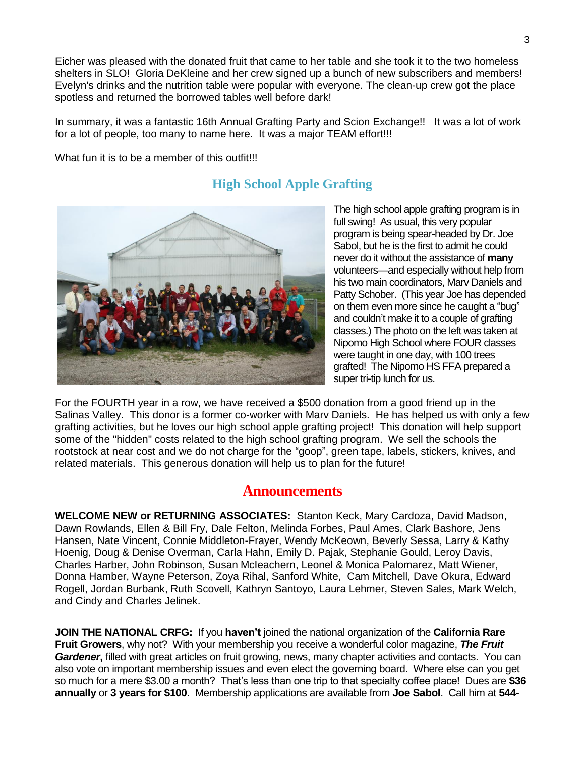Eicher was pleased with the donated fruit that came to her table and she took it to the two homeless shelters in SLO! Gloria DeKleine and her crew signed up a bunch of new subscribers and members! Evelyn's drinks and the nutrition table were popular with everyone. The clean-up crew got the place spotless and returned the borrowed tables well before dark!

In summary, it was a fantastic 16th Annual Grafting Party and Scion Exchange!! It was a lot of work for a lot of people, too many to name here. It was a major TEAM effort!!!

What fun it is to be a member of this outfit!!!

## High School Apple Grafting

The high school apple grafting program is in full swing! As usual, this very popular program is being spear-headed by Dr. Joe Sabol, but he is the first to admit he could never do it without the assistance of **many** volunteers—and especially without help from his two main coordinators, Marv Daniels and Patty Schober. (This year Joe has depended on them even more since he caught a "bug" and couldn't make it to a couple of grafting classes.) The photo on the left was taken at Nipomo High School where FOUR classes were taught in one day, with 100 trees grafted! The Nipomo HS FFA prepared a super tri-tip lunch for us.

For the FOURTH year in a row, we have received a $500 donation from a good friend up in the Salinas Valley. This donor is a former co-worker with Marv Daniels. He has helped us with only a few grafting activities, but he loves our high school apple grafting project! This donation will help support some of the "hidden" costs related to the high school grafting program. We sell the schools the rootstock at near cost and we do not charge for the "goop", green tape, labels, stickers, knives, and related materials. This generous donation will help us to plan for the future!

## Announcements

**WELCOME NEW or RETURNING ASSOCIATES:** Stanton Keck, Mary Cardoza, David Madson, Dawn Rowlands, Ellen & Bill Fry, Dale Felton, Melinda Forbes, Paul Ames, Clark Bashore, Jens Hansen, Nate Vincent, Connie Middleton-Frayer, Wendy McKeown, Beverly Sessa, Larry & Kathy Hoenig, Doug & Denise Overman, Carla Hahn, Emily D. Pajak, Stephanie Gould, Leroy Davis, Charles Harber, John Robinson, Susan Mcleachern, Leonel & Monica Palomarez, Matt Wiener, Donna Hamber, Wayne Peterson, Zoya Rihal, Sanford White, Cam Mitchell, Dave Okura, Edward Rogell, Jordan Burbank, Ruth Scovell, Kathryn Santoyo, Laura Lehmer, Steven Sales, Mark Welch, and Cindy and Charles Jelinek.

**JOIN THE NATIONAL CRFG:** If you **haven't** joined the national organization of the **California Rare Fruit Growers**, why not? With your membership you receive a wonderful color magazine, ***The Fruit Gardener*****,** filled with great articles on fruit growing, news, many chapter activities and contacts. You can also vote on important membership issues and even elect the governing board. Where else can you get so much for a mere $3.00 a month? That's less than one trip to that specialty coffee place! Dues are **$36 annually** or **3 years for $100**. Membership applications are available from **Joe Sabol**. Call him at **544-**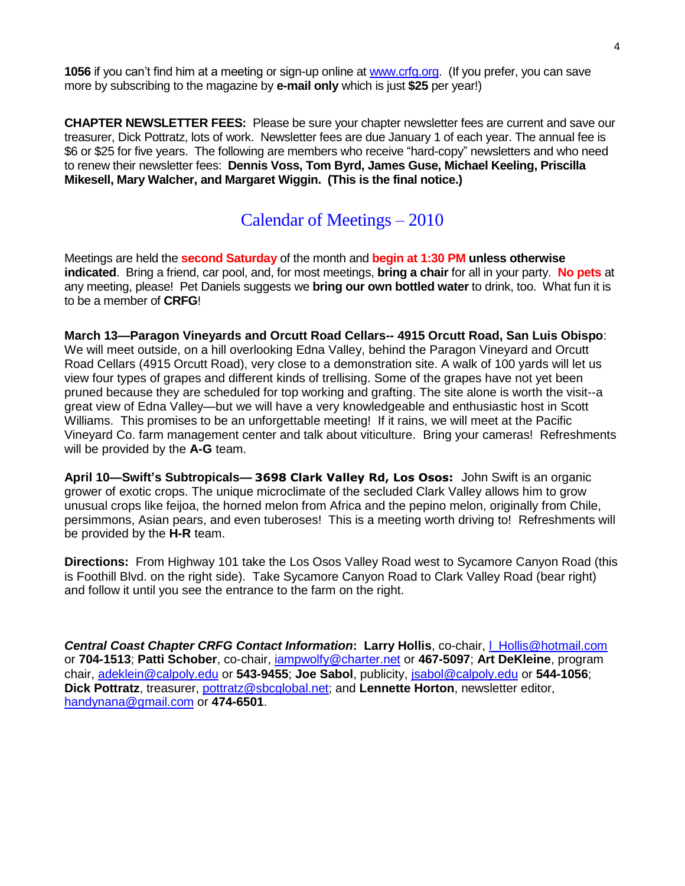**1056** if you can't find him at a meeting or sign-up online at www.crfg.org. (If you prefer, you can save more by subscribing to the magazine by **e-mail only** which is just **$25** per year!)

**CHAPTER NEWSLETTER FEES:** Please be sure your chapter newsletter fees are current and save our treasurer, Dick Pottratz, lots of work. Newsletter fees are due January 1 of each year. The annual fee is $6 or $25 for five years. The following are members who receive "hard-copy" newsletters and who need to renew their newsletter fees: **Dennis Voss, Tom Byrd, James Guse, Michael Keeling, Priscilla Mikesell, Mary Walcher, and Margaret Wiggin. (This is the final notice.)**

## Calendar of Meetings – 2010

Meetings are held the **second Saturday** of the month and **begin at 1:30 PM unless otherwise indicated**. Bring a friend, car pool, and, for most meetings, **bring a chair** for all in your party. **No pets** at any meeting, please! Pet Daniels suggests we **bring our own bottled water** to drink, too. What fun it is to be a member of **CRFG**!

**March 13—Paragon Vineyards and Orcutt Road Cellars-- 4915 Orcutt Road, San Luis Obispo**: We will meet outside, on a hill overlooking Edna Valley, behind the Paragon Vineyard and Orcutt Road Cellars (4915 Orcutt Road), very close to a demonstration site. A walk of 100 yards will let us view four types of grapes and different kinds of trellising. Some of the grapes have not yet been pruned because they are scheduled for top working and grafting. The site alone is worth the visit--a great view of Edna Valley—but we will have a very knowledgeable and enthusiastic host in Scott Williams. This promises to be an unforgettable meeting! If it rains, we will meet at the Pacific Vineyard Co. farm management center and talk about viticulture. Bring your cameras! Refreshments will be provided by the **A-G** team.

**April 10—Swift's Subtropicals— 3698 Clark Valley Rd, Los Osos:** John Swift is an organic grower of exotic crops. The unique microclimate of the secluded Clark Valley allows him to grow unusual crops like feijoa, the horned melon from Africa and the pepino melon, originally from Chile, persimmons, Asian pears, and even tuberoses! This is a meeting worth driving to! Refreshments will be provided by the **H-R** team.

**Directions:** From Highway 101 take the Los Osos Valley Road west to Sycamore Canyon Road (this is Foothill Blvd. on the right side). Take Sycamore Canyon Road to Clark Valley Road (bear right) and follow it until you see the entrance to the farm on the right.

***Central Coast Chapter CRFG Contact Information*:** **Larry Hollis**, co-chair, l_Hollis@hotmail.com or **704-1513**; **Patti Schober**, co-chair, iampwolfy@charter.net or **467-5097**; **Art DeKleine**, program chair, adeklein@calpoly.edu or **543-9455**; **Joe Sabol**, publicity, jsabol@calpoly.edu or **544-1056**; **Dick Pottratz**, treasurer, pottratz@sbcglobal.net; and **Lennette Horton**, newsletter editor, handynana@gmail.com or **474-6501**.